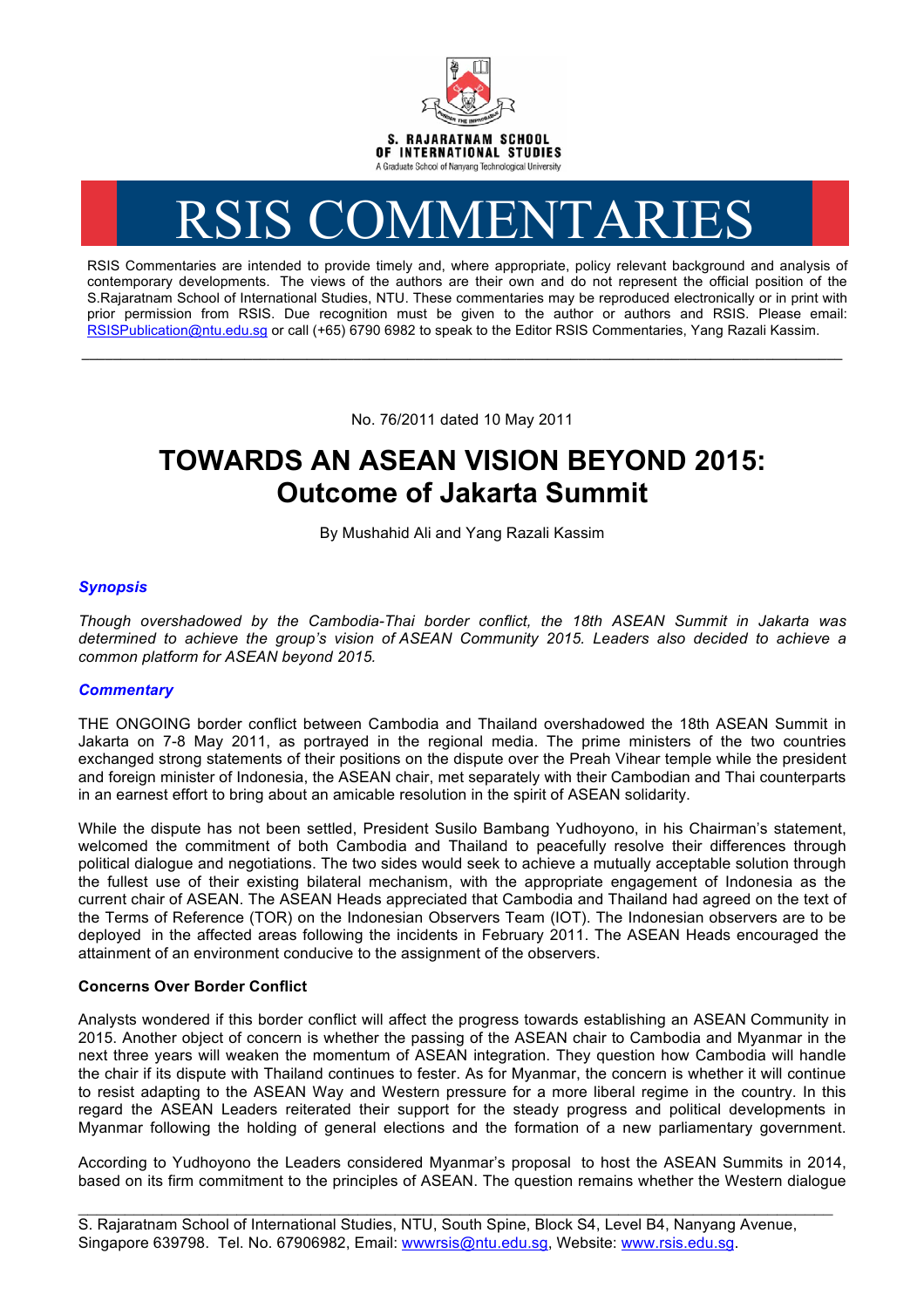S. RAJARATNAM SCHOOL OF INTERNATIONAL STUDIES

A Graduate School of Nanyang Technological University

# RSIS COMMENTARIES

RSIS Commentaries are intended to provide timely and, where appropriate, policy relevant background and analysis of contemporary developments. The views of the authors are their own and do not represent the official position of the S.Rajaratnam School of International Studies, NTU. These commentaries may be reproduced electronically or in print with prior permission from RSIS. Due recognition must be given to the author or authors and RSIS. Please email: RSISPublication@ntu.edu.sg or call (+65) 6790 6982 to speak to the Editor RSIS Commentaries, Yang Razali Kassim.

---

No. 76/2011 dated 10 May 2011

# TOWARDS AN ASEAN VISION BEYOND 2015: Outcome of Jakarta Summit

By Mushahid Ali and Yang Razali Kassim

### *Synopsis*

*Though overshadowed by the Cambodia-Thai border conflict, the 18th ASEAN Summit in Jakarta was determined to achieve the group's vision of ASEAN Community 2015. Leaders also decided to achieve a common platform for ASEAN beyond 2015.*

### *Commentary*

THE ONGOING border conflict between Cambodia and Thailand overshadowed the 18th ASEAN Summit in Jakarta on 7-8 May 2011, as portrayed in the regional media. The prime ministers of the two countries exchanged strong statements of their positions on the dispute over the Preah Vihear temple while the president and foreign minister of Indonesia, the ASEAN chair, met separately with their Cambodian and Thai counterparts in an earnest effort to bring about an amicable resolution in the spirit of ASEAN solidarity.

While the dispute has not been settled, President Susilo Bambang Yudhoyono, in his Chairman's statement, welcomed the commitment of both Cambodia and Thailand to peacefully resolve their differences through political dialogue and negotiations. The two sides would seek to achieve a mutually acceptable solution through the fullest use of their existing bilateral mechanism, with the appropriate engagement of Indonesia as the current chair of ASEAN. The ASEAN Heads appreciated that Cambodia and Thailand had agreed on the text of the Terms of Reference (TOR) on the Indonesian Observers Team (IOT). The Indonesian observers are to be deployed in the affected areas following the incidents in February 2011. The ASEAN Heads encouraged the attainment of an environment conducive to the assignment of the observers.

**Concerns Over Border Conflict**

Analysts wondered if this border conflict will affect the progress towards establishing an ASEAN Community in 2015. Another object of concern is whether the passing of the ASEAN chair to Cambodia and Myanmar in the next three years will weaken the momentum of ASEAN integration. They question how Cambodia will handle the chair if its dispute with Thailand continues to fester. As for Myanmar, the concern is whether it will continue to resist adapting to the ASEAN Way and Western pressure for a more liberal regime in the country. In this regard the ASEAN Leaders reiterated their support for the steady progress and political developments in Myanmar following the holding of general elections and the formation of a new parliamentary government.

According to Yudhoyono the Leaders considered Myanmar's proposal to host the ASEAN Summits in 2014, based on its firm commitment to the principles of ASEAN. The question remains whether the Western dialogue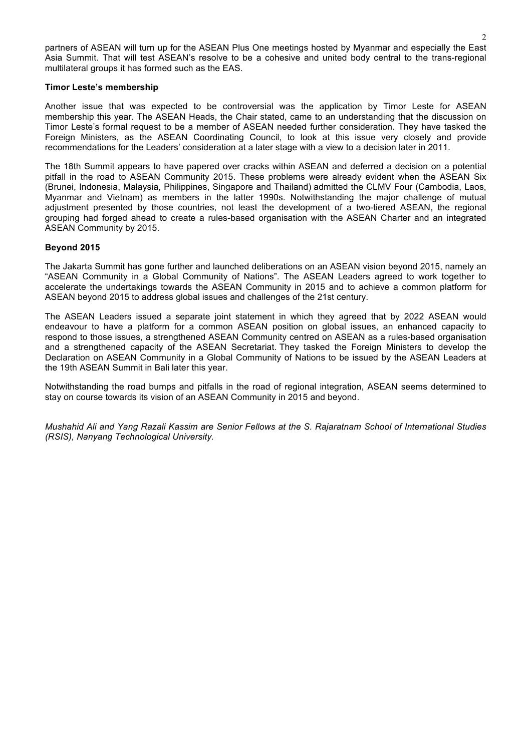partners of ASEAN will turn up for the ASEAN Plus One meetings hosted by Myanmar and especially the East Asia Summit. That will test ASEAN's resolve to be a cohesive and united body central to the trans-regional multilateral groups it has formed such as the EAS.

**Timor Leste's membership**

Another issue that was expected to be controversial was the application by Timor Leste for ASEAN membership this year. The ASEAN Heads, the Chair stated, came to an understanding that the discussion on Timor Leste's formal request to be a member of ASEAN needed further consideration. They have tasked the Foreign Ministers, as the ASEAN Coordinating Council, to look at this issue very closely and provide recommendations for the Leaders' consideration at a later stage with a view to a decision later in 2011.

The 18th Summit appears to have papered over cracks within ASEAN and deferred a decision on a potential pitfall in the road to ASEAN Community 2015. These problems were already evident when the ASEAN Six (Brunei, Indonesia, Malaysia, Philippines, Singapore and Thailand) admitted the CLMV Four (Cambodia, Laos, Myanmar and Vietnam) as members in the latter 1990s. Notwithstanding the major challenge of mutual adjustment presented by those countries, not least the development of a two-tiered ASEAN, the regional grouping had forged ahead to create a rules-based organisation with the ASEAN Charter and an integrated ASEAN Community by 2015.

**Beyond 2015**

The Jakarta Summit has gone further and launched deliberations on an ASEAN vision beyond 2015, namely an "ASEAN Community in a Global Community of Nations". The ASEAN Leaders agreed to work together to accelerate the undertakings towards the ASEAN Community in 2015 and to achieve a common platform for ASEAN beyond 2015 to address global issues and challenges of the 21st century.

The ASEAN Leaders issued a separate joint statement in which they agreed that by 2022 ASEAN would endeavour to have a platform for a common ASEAN position on global issues, an enhanced capacity to respond to those issues, a strengthened ASEAN Community centred on ASEAN as a rules-based organisation and a strengthened capacity of the ASEAN Secretariat. They tasked the Foreign Ministers to develop the Declaration on ASEAN Community in a Global Community of Nations to be issued by the ASEAN Leaders at the 19th ASEAN Summit in Bali later this year.

Notwithstanding the road bumps and pitfalls in the road of regional integration, ASEAN seems determined to stay on course towards its vision of an ASEAN Community in 2015 and beyond.

*Mushahid Ali and Yang Razali Kassim are Senior Fellows at the S. Rajaratnam School of International Studies (RSIS), Nanyang Technological University.*